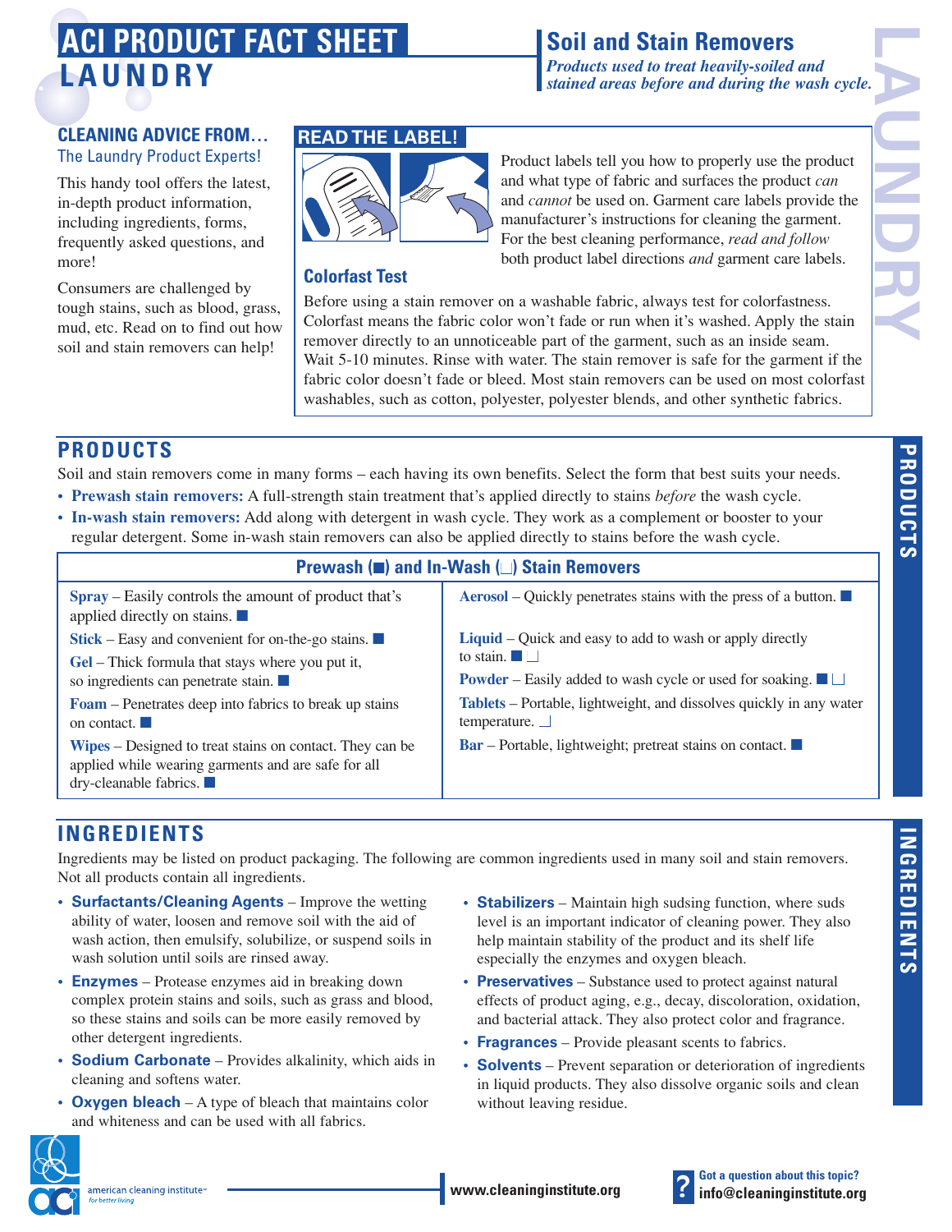# ACI PRODUCT FACT SHEET
# LAUNDRY

## Soil and Stain Removers

*Products used to treat heavily-soiled and stained areas before and during the wash cycle.*

### CLEANING ADVICE FROM…
The Laundry Product Experts!

This handy tool offers the latest, in-depth product information, including ingredients, forms, frequently asked questions, and more!

Consumers are challenged by tough stains, such as blood, grass, mud, etc. Read on to find out how soil and stain removers can help!

### READ THE LABEL!

Product labels tell you how to properly use the product and what type of fabric and surfaces the product *can* and *cannot* be used on. Garment care labels provide the manufacturer's instructions for cleaning the garment. For the best cleaning performance, *read and follow* both product label directions *and* garment care labels.

### Colorfast Test

Before using a stain remover on a washable fabric, always test for colorfastness. Colorfast means the fabric color won't fade or run when it's washed. Apply the stain remover directly to an unnoticeable part of the garment, such as an inside seam. Wait 5-10 minutes. Rinse with water. The stain remover is safe for the garment if the fabric color doesn't fade or bleed. Most stain removers can be used on most colorfast washables, such as cotton, polyester, polyester blends, and other synthetic fabrics.

## PRODUCTS

Soil and stain removers come in many forms – each having its own benefits. Select the form that best suits your needs.

- **Prewash stain removers:** A full-strength stain treatment that's applied directly to stains *before* the wash cycle.
- **In-wash stain removers:** Add along with detergent in wash cycle. They work as a complement or booster to your regular detergent. Some in-wash stain removers can also be applied directly to stains before the wash cycle.

### Prewash (■) and In-Wash (□) Stain Removers

- **Spray** – Easily controls the amount of product that's applied directly on stains. ■
- **Stick** – Easy and convenient for on-the-go stains. ■
- **Gel** – Thick formula that stays where you put it, so ingredients can penetrate stain. ■
- **Foam** – Penetrates deep into fabrics to break up stains on contact. ■
- **Wipes** – Designed to treat stains on contact. They can be applied while wearing garments and are safe for all dry-cleanable fabrics. ■
- **Aerosol** – Quickly penetrates stains with the press of a button. ■
- **Liquid** – Quick and easy to add to wash or apply directly to stain. ■ □
- **Powder** – Easily added to wash cycle or used for soaking. ■ □
- **Tablets** – Portable, lightweight, and dissolves quickly in any water temperature. □
- **Bar** – Portable, lightweight; pretreat stains on contact. ■

## INGREDIENTS

Ingredients may be listed on product packaging. The following are common ingredients used in many soil and stain removers. Not all products contain all ingredients.

- **Surfactants/Cleaning Agents** – Improve the wetting ability of water, loosen and remove soil with the aid of wash action, then emulsify, solubilize, or suspend soils in wash solution until soils are rinsed away.
- **Enzymes** – Protease enzymes aid in breaking down complex protein stains and soils, such as grass and blood, so these stains and soils can be more easily removed by other detergent ingredients.
- **Sodium Carbonate** – Provides alkalinity, which aids in cleaning and softens water.
- **Oxygen bleach** – A type of bleach that maintains color and whiteness and can be used with all fabrics.
- **Stabilizers** – Maintain high sudsing function, where suds level is an important indicator of cleaning power. They also help maintain stability of the product and its shelf life especially the enzymes and oxygen bleach.
- **Preservatives** – Substance used to protect against natural effects of product aging, e.g., decay, discoloration, oxidation, and bacterial attack. They also protect color and fragrance.
- **Fragrances** – Provide pleasant scents to fabrics.
- **Solvents** – Prevent separation or deterioration of ingredients in liquid products. They also dissolve organic soils and clean without leaving residue.

american cleaning institute – for better living

www.cleaninginstitute.org

Got a question about this topic? info@cleaninginstitute.org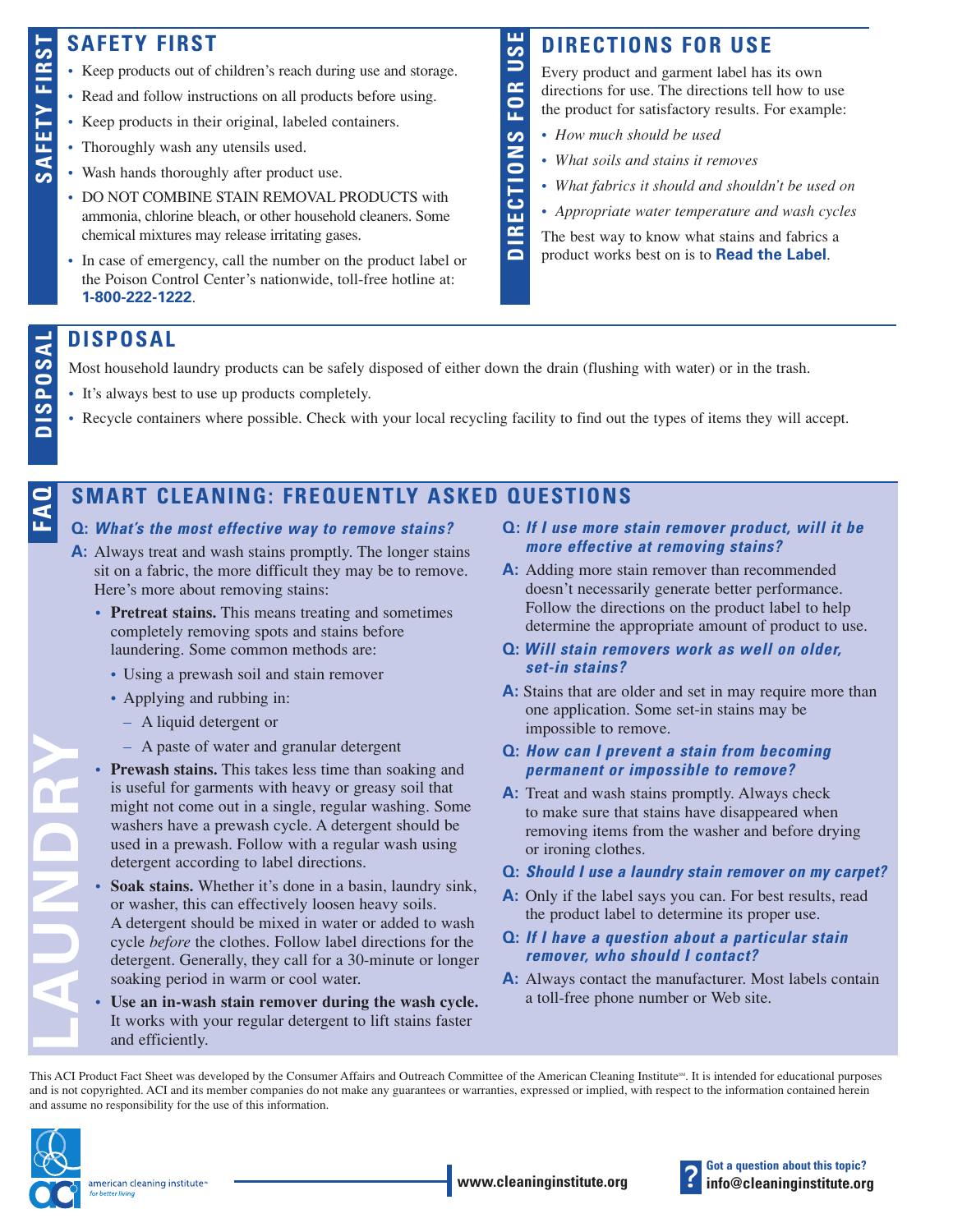## SAFETY FIRST

- Keep products out of children's reach during use and storage.
- Read and follow instructions on all products before using.
- Keep products in their original, labeled containers.
- Thoroughly wash any utensils used.
- Wash hands thoroughly after product use.
- DO NOT COMBINE STAIN REMOVAL PRODUCTS with ammonia, chlorine bleach, or other household cleaners. Some chemical mixtures may release irritating gases.
- In case of emergency, call the number on the product label or the Poison Control Center's nationwide, toll-free hotline at: **1-800-222-1222**.

## DIRECTIONS FOR USE

Every product and garment label has its own directions for use. The directions tell how to use the product for satisfactory results. For example:

- *How much should be used*
- *What soils and stains it removes*
- *What fabrics it should and shouldn't be used on*
- *Appropriate water temperature and wash cycles*

The best way to know what stains and fabrics a product works best on is to **Read the Label**.

## DISPOSAL

Most household laundry products can be safely disposed of either down the drain (flushing with water) or in the trash.

- It's always best to use up products completely.
- Recycle containers where possible. Check with your local recycling facility to find out the types of items they will accept.

## SMART CLEANING: FREQUENTLY ASKED QUESTIONS

**Q: *What's the most effective way to remove stains?***

**A:** Always treat and wash stains promptly. The longer stains sit on a fabric, the more difficult they may be to remove. Here's more about removing stains:

- **Pretreat stains.** This means treating and sometimes completely removing spots and stains before laundering. Some common methods are:
  - Using a prewash soil and stain remover
  - Applying and rubbing in:
    - A liquid detergent or
    - A paste of water and granular detergent
- **Prewash stains.** This takes less time than soaking and is useful for garments with heavy or greasy soil that might not come out in a single, regular washing. Some washers have a prewash cycle. A detergent should be used in a prewash. Follow with a regular wash using detergent according to label directions.
- **Soak stains.** Whether it's done in a basin, laundry sink, or washer, this can effectively loosen heavy soils. A detergent should be mixed in water or added to wash cycle *before* the clothes. Follow label directions for the detergent. Generally, they call for a 30-minute or longer soaking period in warm or cool water.
- **Use an in-wash stain remover during the wash cycle.** It works with your regular detergent to lift stains faster and efficiently.

**Q: *If I use more stain remover product, will it be more effective at removing stains?***

**A:** Adding more stain remover than recommended doesn't necessarily generate better performance. Follow the directions on the product label to help determine the appropriate amount of product to use.

**Q: *Will stain removers work as well on older, set-in stains?***

**A:** Stains that are older and set in may require more than one application. Some set-in stains may be impossible to remove.

**Q: *How can I prevent a stain from becoming permanent or impossible to remove?***

**A:** Treat and wash stains promptly. Always check to make sure that stains have disappeared when removing items from the washer and before drying or ironing clothes.

**Q: *Should I use a laundry stain remover on my carpet?***

**A:** Only if the label says you can. For best results, read the product label to determine its proper use.

**Q: *If I have a question about a particular stain remover, who should I contact?***

**A:** Always contact the manufacturer. Most labels contain a toll-free phone number or Web site.

This ACI Product Fact Sheet was developed by the Consumer Affairs and Outreach Committee of the American Cleaning Institute℠. It is intended for educational purposes and is not copyrighted. ACI and its member companies do not make any guarantees or warranties, expressed or implied, with respect to the information contained herein and assume no responsibility for the use of this information.

american cleaning institute *for better living*

**www.cleaninginstitute.org**

**Got a question about this topic? info@cleaninginstitute.org**